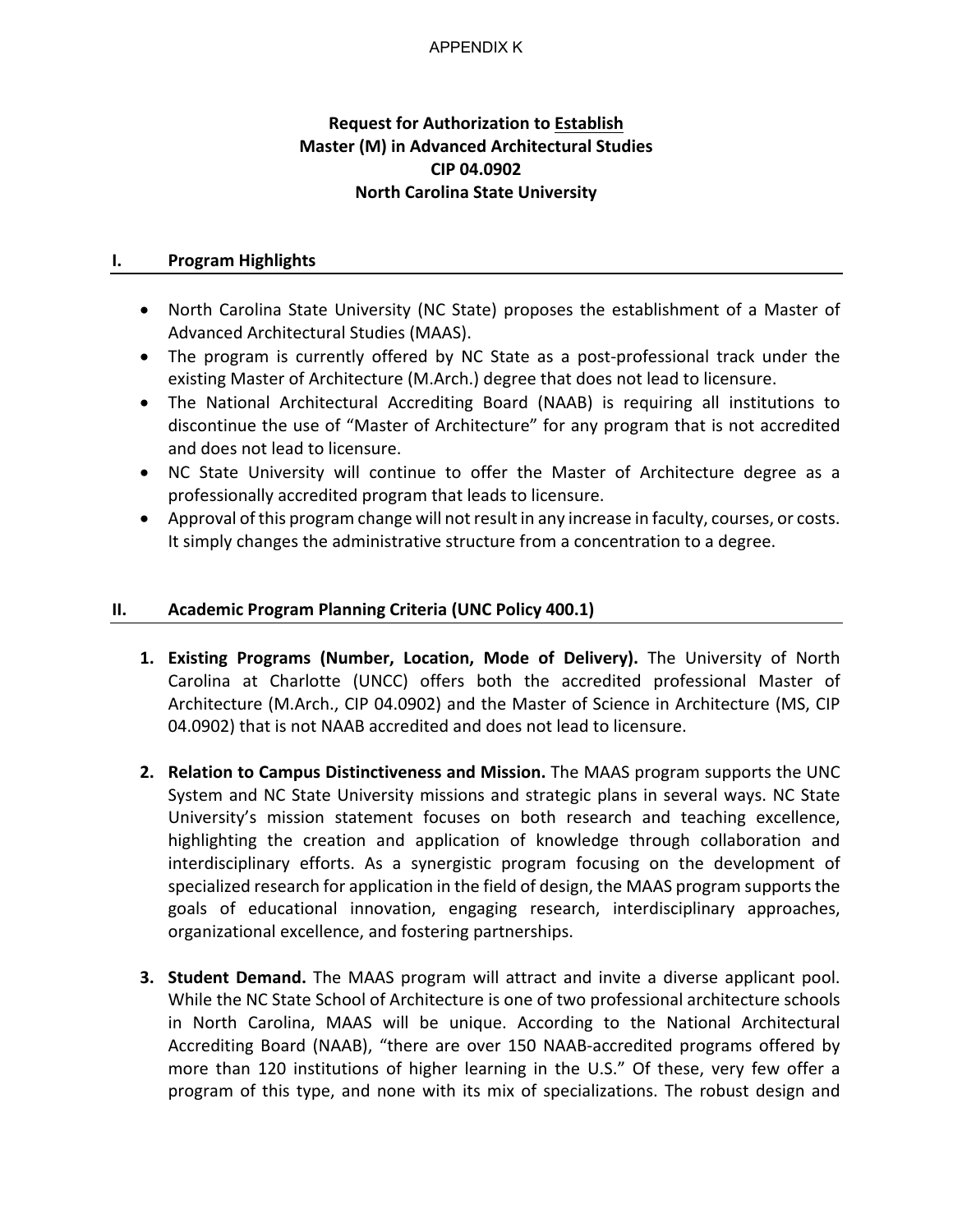APPENDIX K

# Request for Authorization to Establish Master (M) in Advanced Architectural Studies CIP 04.0902 North Carolina State University

## I. Program Highlights

- North Carolina State University (NC State) proposes the establishment of a Master of Advanced Architectural Studies (MAAS).
- The program is currently offered by NC State as a post-professional track under the existing Master of Architecture (M.Arch.) degree that does not lead to licensure.
- The National Architectural Accrediting Board (NAAB) is requiring all institutions to discontinue the use of "Master of Architecture" for any program that is not accredited and does not lead to licensure.
- NC State University will continue to offer the Master of Architecture degree as a professionally accredited program that leads to licensure.
- Approval of this program change will not result in any increase in faculty, courses, or costs. It simply changes the administrative structure from a concentration to a degree.

## II. Academic Program Planning Criteria (UNC Policy 400.1)

1. **Existing Programs (Number, Location, Mode of Delivery).** The University of North Carolina at Charlotte (UNCC) offers both the accredited professional Master of Architecture (M.Arch., CIP 04.0902) and the Master of Science in Architecture (MS, CIP 04.0902) that is not NAAB accredited and does not lead to licensure.

2. **Relation to Campus Distinctiveness and Mission.** The MAAS program supports the UNC System and NC State University missions and strategic plans in several ways. NC State University's mission statement focuses on both research and teaching excellence, highlighting the creation and application of knowledge through collaboration and interdisciplinary efforts. As a synergistic program focusing on the development of specialized research for application in the field of design, the MAAS program supports the goals of educational innovation, engaging research, interdisciplinary approaches, organizational excellence, and fostering partnerships.

3. **Student Demand.** The MAAS program will attract and invite a diverse applicant pool. While the NC State School of Architecture is one of two professional architecture schools in North Carolina, MAAS will be unique. According to the National Architectural Accrediting Board (NAAB), "there are over 150 NAAB-accredited programs offered by more than 120 institutions of higher learning in the U.S." Of these, very few offer a program of this type, and none with its mix of specializations. The robust design and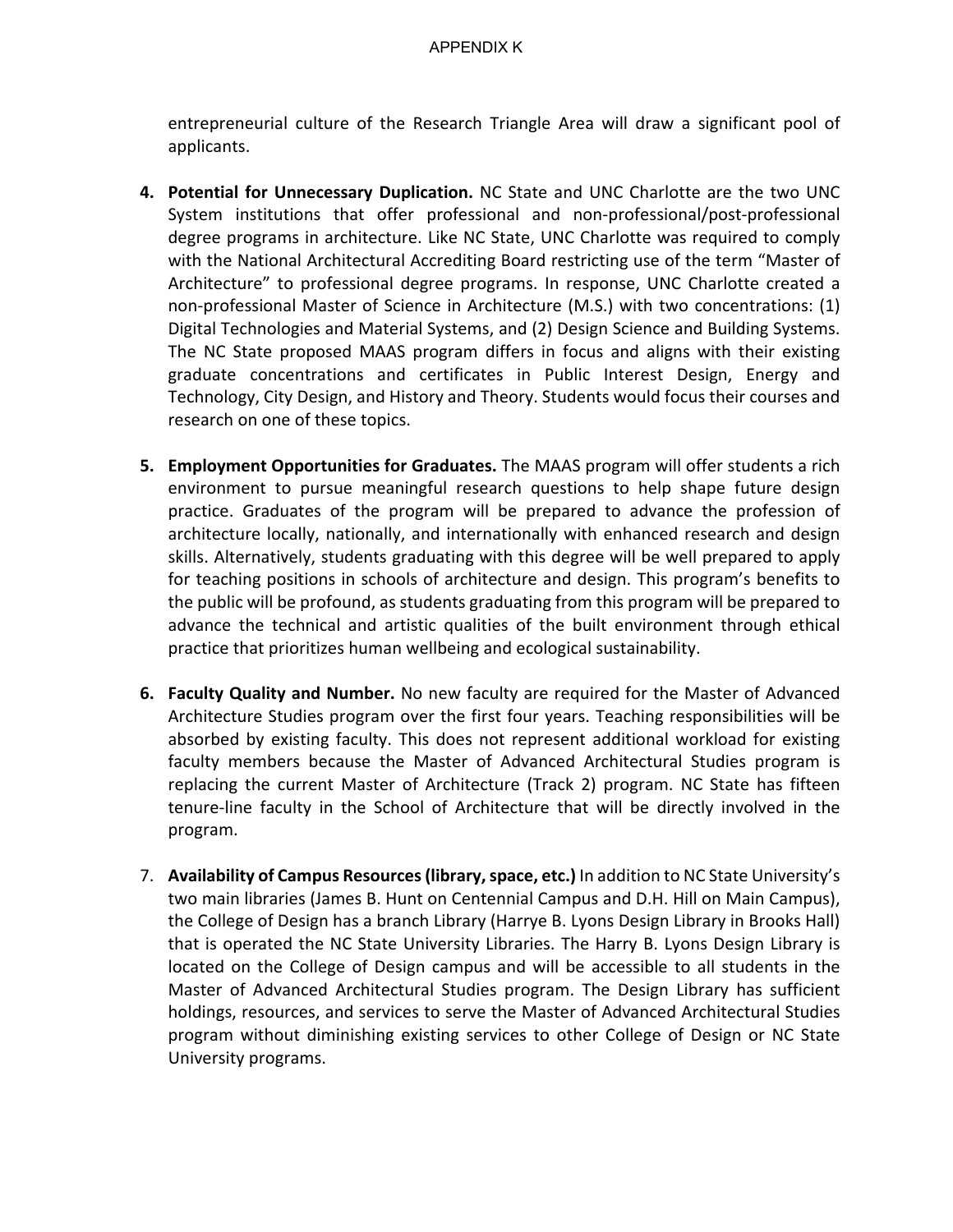entrepreneurial culture of the Research Triangle Area will draw a significant pool of applicants.

4. **Potential for Unnecessary Duplication.** NC State and UNC Charlotte are the two UNC System institutions that offer professional and non-professional/post-professional degree programs in architecture. Like NC State, UNC Charlotte was required to comply with the National Architectural Accrediting Board restricting use of the term "Master of Architecture" to professional degree programs. In response, UNC Charlotte created a non-professional Master of Science in Architecture (M.S.) with two concentrations: (1) Digital Technologies and Material Systems, and (2) Design Science and Building Systems. The NC State proposed MAAS program differs in focus and aligns with their existing graduate concentrations and certificates in Public Interest Design, Energy and Technology, City Design, and History and Theory. Students would focus their courses and research on one of these topics.

5. **Employment Opportunities for Graduates.** The MAAS program will offer students a rich environment to pursue meaningful research questions to help shape future design practice. Graduates of the program will be prepared to advance the profession of architecture locally, nationally, and internationally with enhanced research and design skills. Alternatively, students graduating with this degree will be well prepared to apply for teaching positions in schools of architecture and design. This program's benefits to the public will be profound, as students graduating from this program will be prepared to advance the technical and artistic qualities of the built environment through ethical practice that prioritizes human wellbeing and ecological sustainability.

6. **Faculty Quality and Number.** No new faculty are required for the Master of Advanced Architecture Studies program over the first four years. Teaching responsibilities will be absorbed by existing faculty. This does not represent additional workload for existing faculty members because the Master of Advanced Architectural Studies program is replacing the current Master of Architecture (Track 2) program. NC State has fifteen tenure-line faculty in the School of Architecture that will be directly involved in the program.

7. **Availability of Campus Resources (library, space, etc.)** In addition to NC State University's two main libraries (James B. Hunt on Centennial Campus and D.H. Hill on Main Campus), the College of Design has a branch Library (Harrye B. Lyons Design Library in Brooks Hall) that is operated the NC State University Libraries. The Harry B. Lyons Design Library is located on the College of Design campus and will be accessible to all students in the Master of Advanced Architectural Studies program. The Design Library has sufficient holdings, resources, and services to serve the Master of Advanced Architectural Studies program without diminishing existing services to other College of Design or NC State University programs.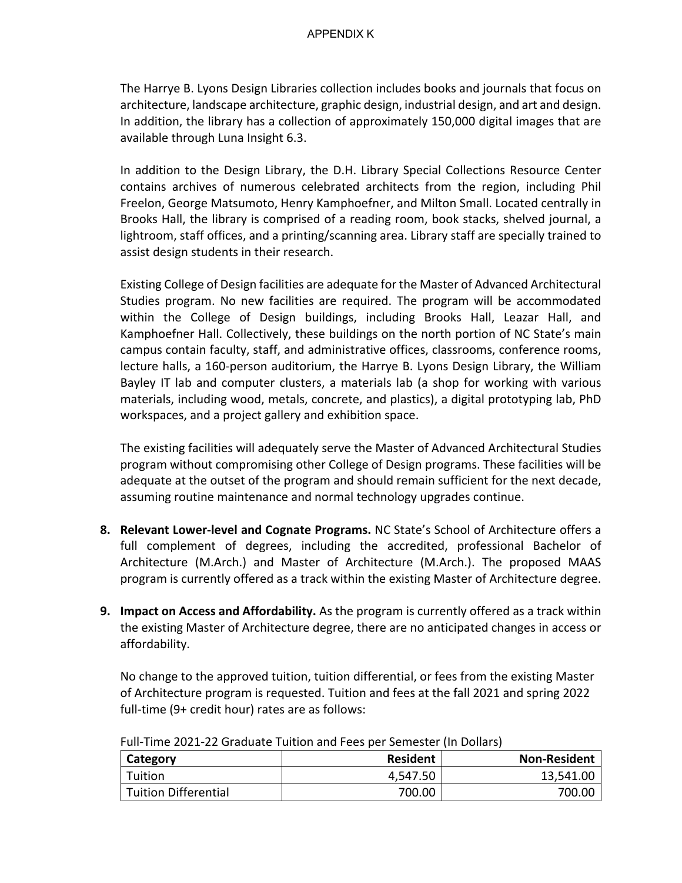The Harrye B. Lyons Design Libraries collection includes books and journals that focus on architecture, landscape architecture, graphic design, industrial design, and art and design. In addition, the library has a collection of approximately 150,000 digital images that are available through Luna Insight 6.3.

In addition to the Design Library, the D.H. Library Special Collections Resource Center contains archives of numerous celebrated architects from the region, including Phil Freelon, George Matsumoto, Henry Kamphoefner, and Milton Small. Located centrally in Brooks Hall, the library is comprised of a reading room, book stacks, shelved journal, a lightroom, staff offices, and a printing/scanning area. Library staff are specially trained to assist design students in their research.

Existing College of Design facilities are adequate for the Master of Advanced Architectural Studies program. No new facilities are required. The program will be accommodated within the College of Design buildings, including Brooks Hall, Leazar Hall, and Kamphoefner Hall. Collectively, these buildings on the north portion of NC State's main campus contain faculty, staff, and administrative offices, classrooms, conference rooms, lecture halls, a 160-person auditorium, the Harrye B. Lyons Design Library, the William Bayley IT lab and computer clusters, a materials lab (a shop for working with various materials, including wood, metals, concrete, and plastics), a digital prototyping lab, PhD workspaces, and a project gallery and exhibition space.

The existing facilities will adequately serve the Master of Advanced Architectural Studies program without compromising other College of Design programs. These facilities will be adequate at the outset of the program and should remain sufficient for the next decade, assuming routine maintenance and normal technology upgrades continue.

8. **Relevant Lower-level and Cognate Programs.** NC State's School of Architecture offers a full complement of degrees, including the accredited, professional Bachelor of Architecture (M.Arch.) and Master of Architecture (M.Arch.). The proposed MAAS program is currently offered as a track within the existing Master of Architecture degree.

9. **Impact on Access and Affordability.** As the program is currently offered as a track within the existing Master of Architecture degree, there are no anticipated changes in access or affordability.

   No change to the approved tuition, tuition differential, or fees from the existing Master of Architecture program is requested. Tuition and fees at the fall 2021 and spring 2022 full-time (9+ credit hour) rates are as follows:

Full-Time 2021-22 Graduate Tuition and Fees per Semester (In Dollars)

| Category | Resident | Non-Resident |
|---|---:|---:|
| Tuition | 4,547.50 | 13,541.00 |
| Tuition Differential | 700.00 | 700.00 |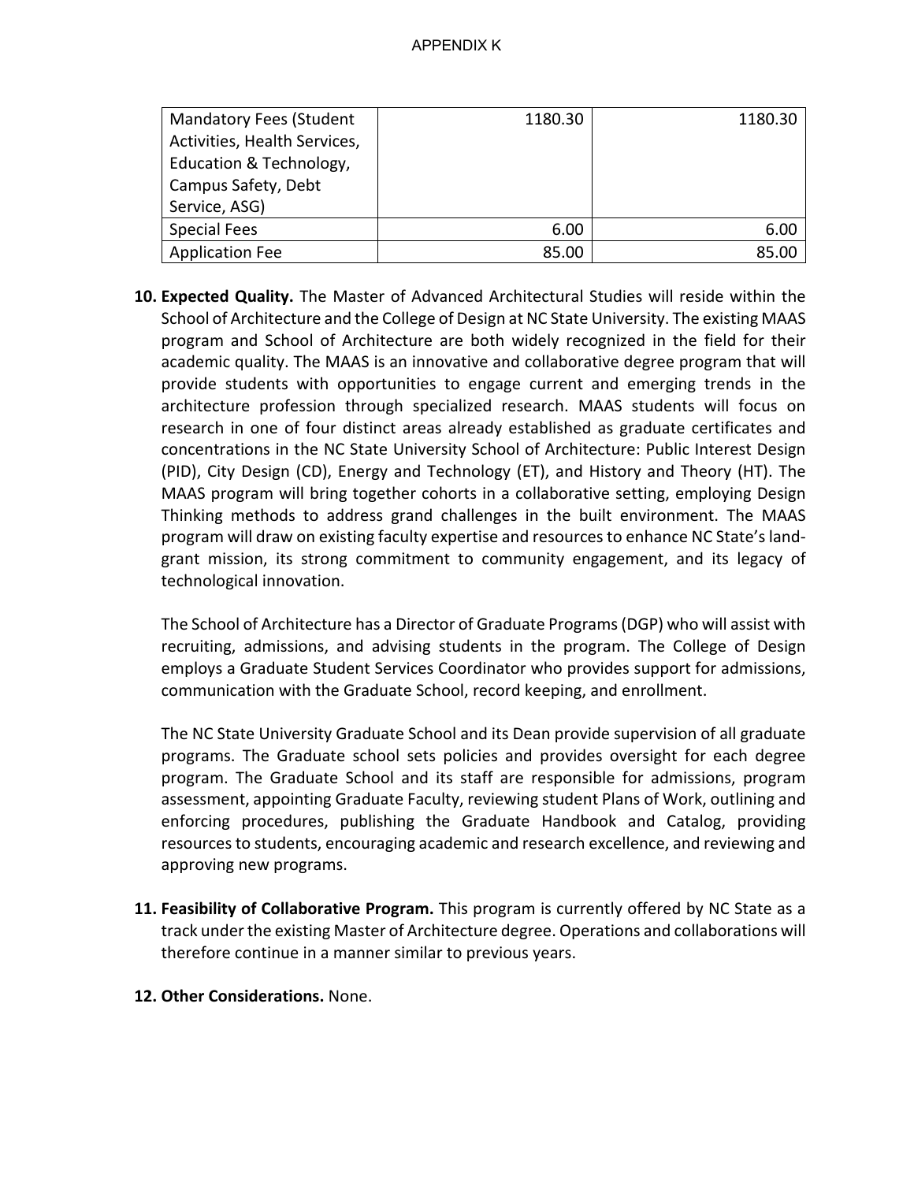| Mandatory Fees (Student Activities, Health Services, Education & Technology, Campus Safety, Debt Service, ASG) | 1180.30 | 1180.30 |
|---|---|---|
| Special Fees | 6.00 | 6.00 |
| Application Fee | 85.00 | 85.00 |

10. **Expected Quality.** The Master of Advanced Architectural Studies will reside within the School of Architecture and the College of Design at NC State University. The existing MAAS program and School of Architecture are both widely recognized in the field for their academic quality. The MAAS is an innovative and collaborative degree program that will provide students with opportunities to engage current and emerging trends in the architecture profession through specialized research. MAAS students will focus on research in one of four distinct areas already established as graduate certificates and concentrations in the NC State University School of Architecture: Public Interest Design (PID), City Design (CD), Energy and Technology (ET), and History and Theory (HT). The MAAS program will bring together cohorts in a collaborative setting, employing Design Thinking methods to address grand challenges in the built environment. The MAAS program will draw on existing faculty expertise and resources to enhance NC State's land-grant mission, its strong commitment to community engagement, and its legacy of technological innovation.

    The School of Architecture has a Director of Graduate Programs (DGP) who will assist with recruiting, admissions, and advising students in the program. The College of Design employs a Graduate Student Services Coordinator who provides support for admissions, communication with the Graduate School, record keeping, and enrollment.

    The NC State University Graduate School and its Dean provide supervision of all graduate programs. The Graduate school sets policies and provides oversight for each degree program. The Graduate School and its staff are responsible for admissions, program assessment, appointing Graduate Faculty, reviewing student Plans of Work, outlining and enforcing procedures, publishing the Graduate Handbook and Catalog, providing resources to students, encouraging academic and research excellence, and reviewing and approving new programs.

11. **Feasibility of Collaborative Program.** This program is currently offered by NC State as a track under the existing Master of Architecture degree. Operations and collaborations will therefore continue in a manner similar to previous years.

12. **Other Considerations.** None.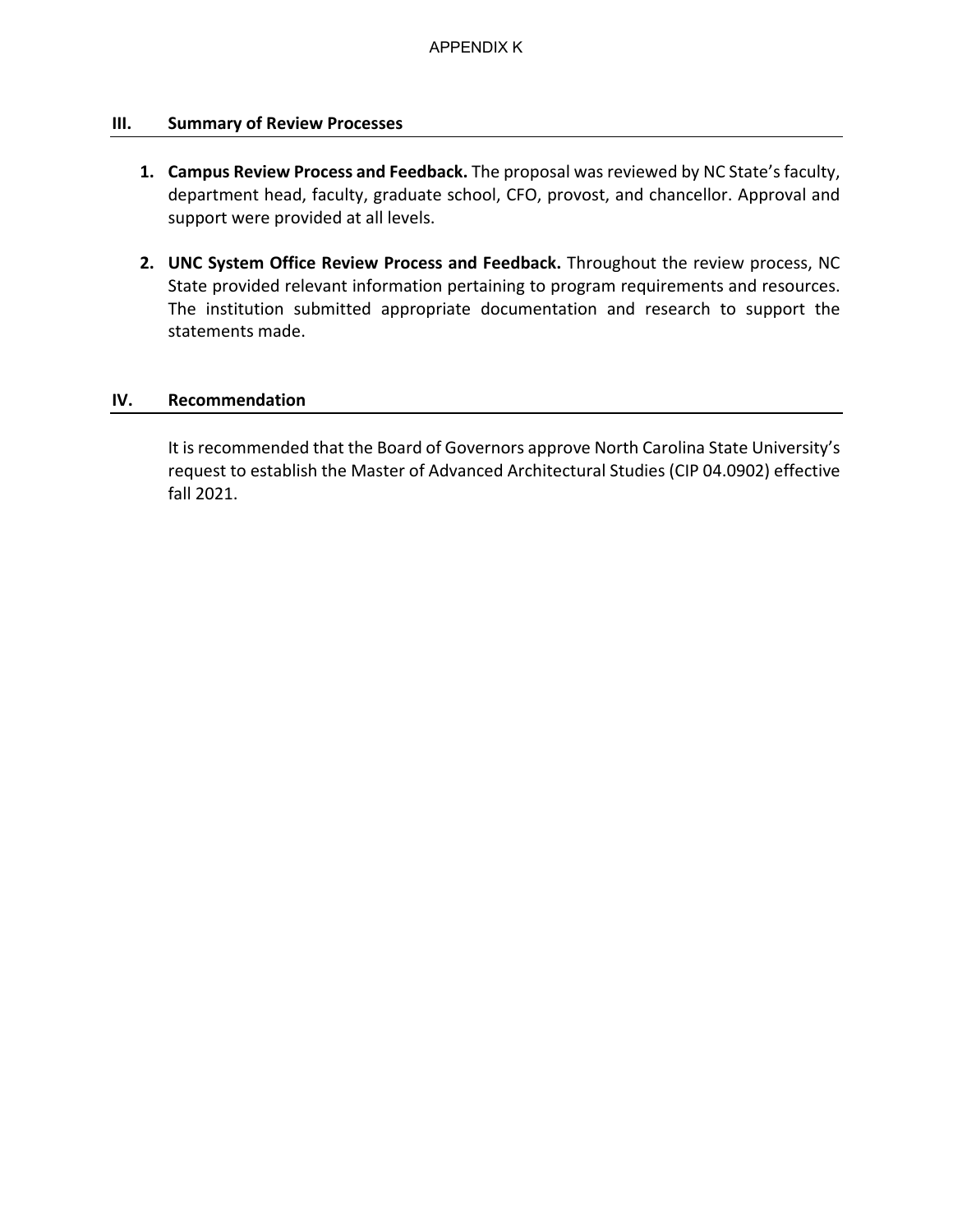## III. Summary of Review Processes

1. **Campus Review Process and Feedback.** The proposal was reviewed by NC State's faculty, department head, faculty, graduate school, CFO, provost, and chancellor. Approval and support were provided at all levels.

2. **UNC System Office Review Process and Feedback.** Throughout the review process, NC State provided relevant information pertaining to program requirements and resources. The institution submitted appropriate documentation and research to support the statements made.

## IV. Recommendation

It is recommended that the Board of Governors approve North Carolina State University's request to establish the Master of Advanced Architectural Studies (CIP 04.0902) effective fall 2021.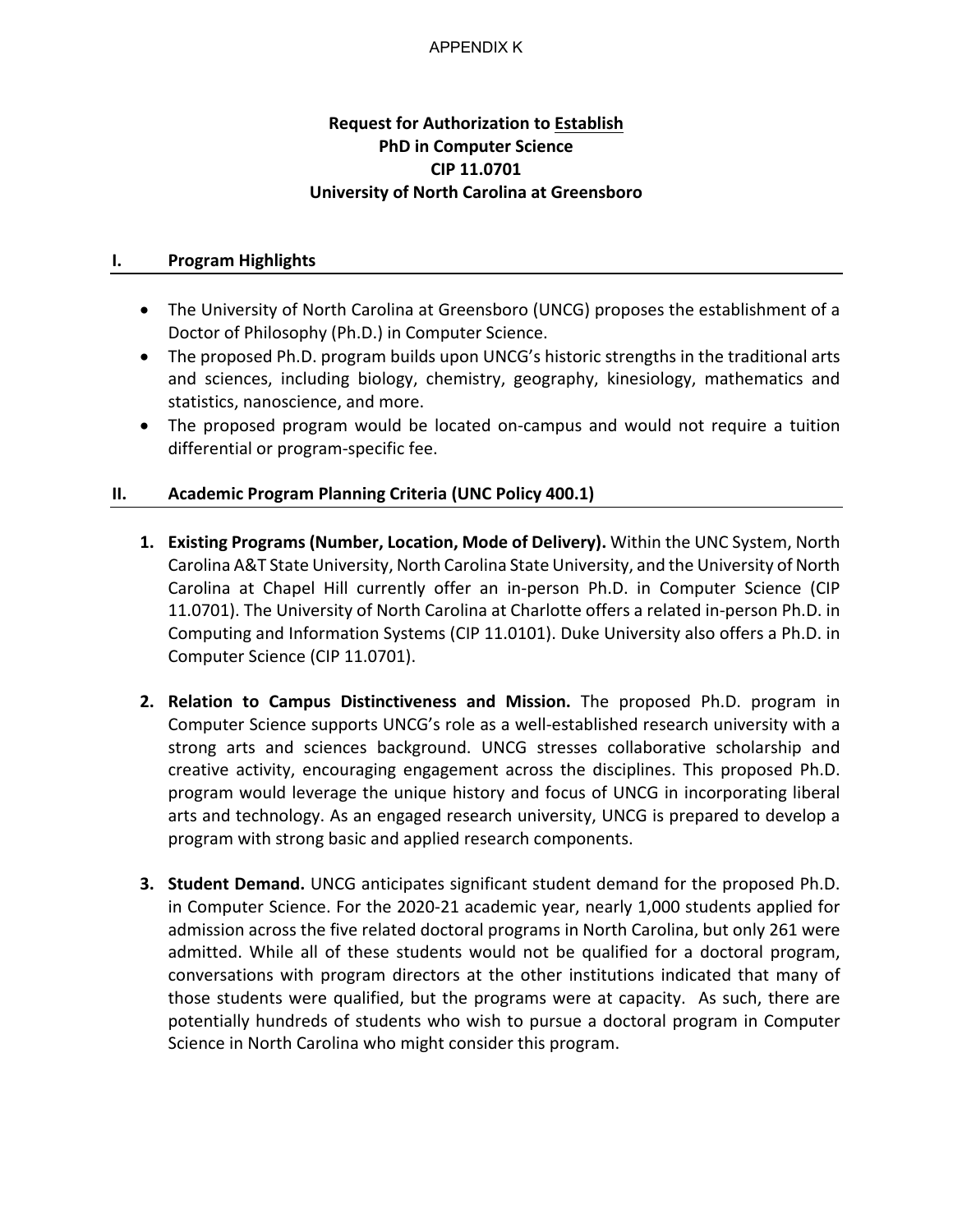APPENDIX K

**Request for Authorization to Establish**
**PhD in Computer Science**
**CIP 11.0701**
**University of North Carolina at Greensboro**

## I. Program Highlights

- The University of North Carolina at Greensboro (UNCG) proposes the establishment of a Doctor of Philosophy (Ph.D.) in Computer Science.
- The proposed Ph.D. program builds upon UNCG's historic strengths in the traditional arts and sciences, including biology, chemistry, geography, kinesiology, mathematics and statistics, nanoscience, and more.
- The proposed program would be located on-campus and would not require a tuition differential or program-specific fee.

## II. Academic Program Planning Criteria (UNC Policy 400.1)

1. **Existing Programs (Number, Location, Mode of Delivery).** Within the UNC System, North Carolina A&T State University, North Carolina State University, and the University of North Carolina at Chapel Hill currently offer an in-person Ph.D. in Computer Science (CIP 11.0701). The University of North Carolina at Charlotte offers a related in-person Ph.D. in Computing and Information Systems (CIP 11.0101). Duke University also offers a Ph.D. in Computer Science (CIP 11.0701).

2. **Relation to Campus Distinctiveness and Mission.** The proposed Ph.D. program in Computer Science supports UNCG's role as a well-established research university with a strong arts and sciences background. UNCG stresses collaborative scholarship and creative activity, encouraging engagement across the disciplines. This proposed Ph.D. program would leverage the unique history and focus of UNCG in incorporating liberal arts and technology. As an engaged research university, UNCG is prepared to develop a program with strong basic and applied research components.

3. **Student Demand.** UNCG anticipates significant student demand for the proposed Ph.D. in Computer Science. For the 2020-21 academic year, nearly 1,000 students applied for admission across the five related doctoral programs in North Carolina, but only 261 were admitted. While all of these students would not be qualified for a doctoral program, conversations with program directors at the other institutions indicated that many of those students were qualified, but the programs were at capacity. As such, there are potentially hundreds of students who wish to pursue a doctoral program in Computer Science in North Carolina who might consider this program.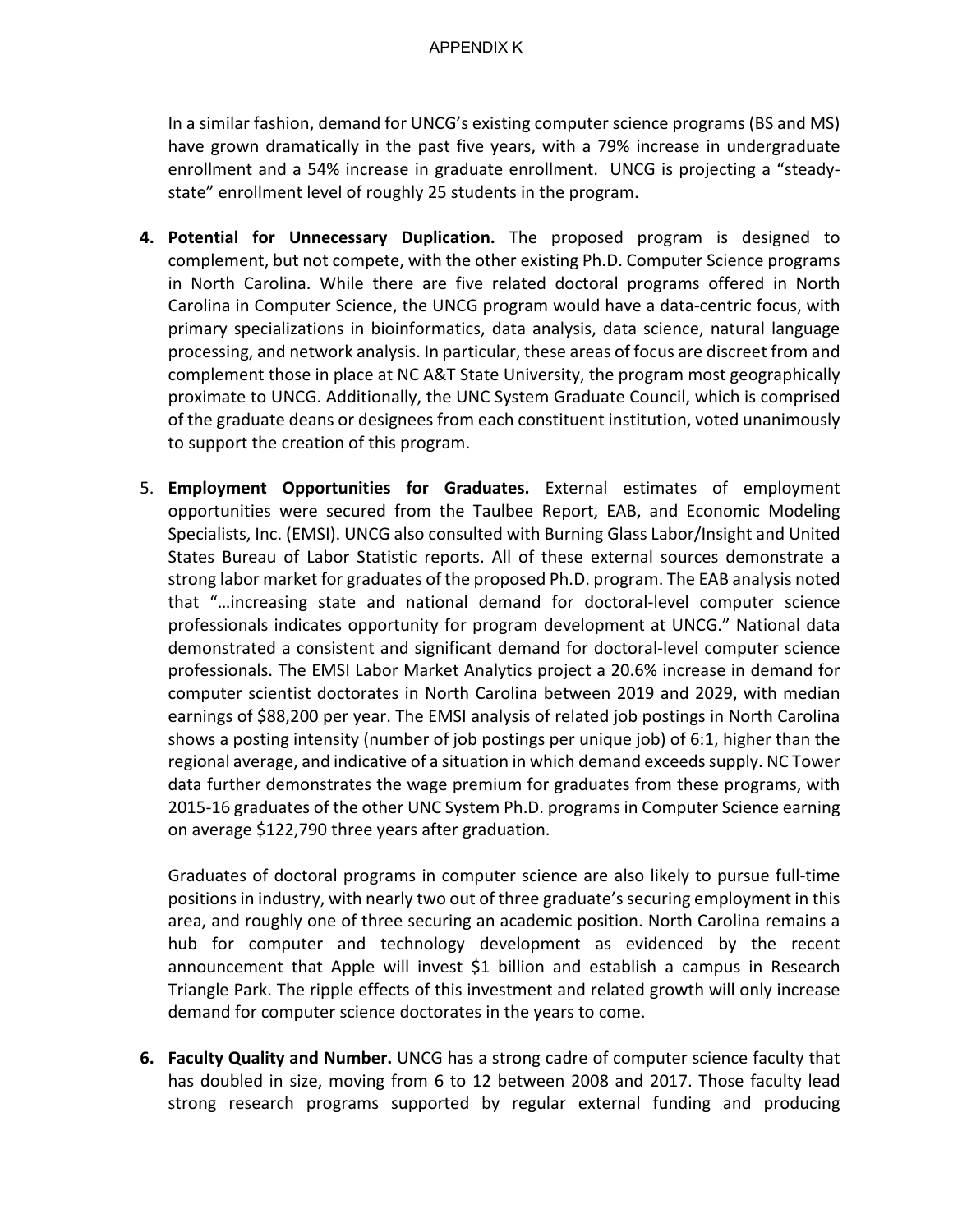In a similar fashion, demand for UNCG's existing computer science programs (BS and MS) have grown dramatically in the past five years, with a 79% increase in undergraduate enrollment and a 54% increase in graduate enrollment. UNCG is projecting a "steady-state" enrollment level of roughly 25 students in the program.

4. **Potential for Unnecessary Duplication.** The proposed program is designed to complement, but not compete, with the other existing Ph.D. Computer Science programs in North Carolina. While there are five related doctoral programs offered in North Carolina in Computer Science, the UNCG program would have a data-centric focus, with primary specializations in bioinformatics, data analysis, data science, natural language processing, and network analysis. In particular, these areas of focus are discreet from and complement those in place at NC A&T State University, the program most geographically proximate to UNCG. Additionally, the UNC System Graduate Council, which is comprised of the graduate deans or designees from each constituent institution, voted unanimously to support the creation of this program.

5. **Employment Opportunities for Graduates.** External estimates of employment opportunities were secured from the Taulbee Report, EAB, and Economic Modeling Specialists, Inc. (EMSI). UNCG also consulted with Burning Glass Labor/Insight and United States Bureau of Labor Statistic reports. All of these external sources demonstrate a strong labor market for graduates of the proposed Ph.D. program. The EAB analysis noted that "…increasing state and national demand for doctoral-level computer science professionals indicates opportunity for program development at UNCG." National data demonstrated a consistent and significant demand for doctoral-level computer science professionals. The EMSI Labor Market Analytics project a 20.6% increase in demand for computer scientist doctorates in North Carolina between 2019 and 2029, with median earnings of $88,200 per year. The EMSI analysis of related job postings in North Carolina shows a posting intensity (number of job postings per unique job) of 6:1, higher than the regional average, and indicative of a situation in which demand exceeds supply. NC Tower data further demonstrates the wage premium for graduates from these programs, with 2015-16 graduates of the other UNC System Ph.D. programs in Computer Science earning on average $122,790 three years after graduation.

   Graduates of doctoral programs in computer science are also likely to pursue full-time positions in industry, with nearly two out of three graduate's securing employment in this area, and roughly one of three securing an academic position. North Carolina remains a hub for computer and technology development as evidenced by the recent announcement that Apple will invest $1 billion and establish a campus in Research Triangle Park. The ripple effects of this investment and related growth will only increase demand for computer science doctorates in the years to come.

6. **Faculty Quality and Number.** UNCG has a strong cadre of computer science faculty that has doubled in size, moving from 6 to 12 between 2008 and 2017. Those faculty lead strong research programs supported by regular external funding and producing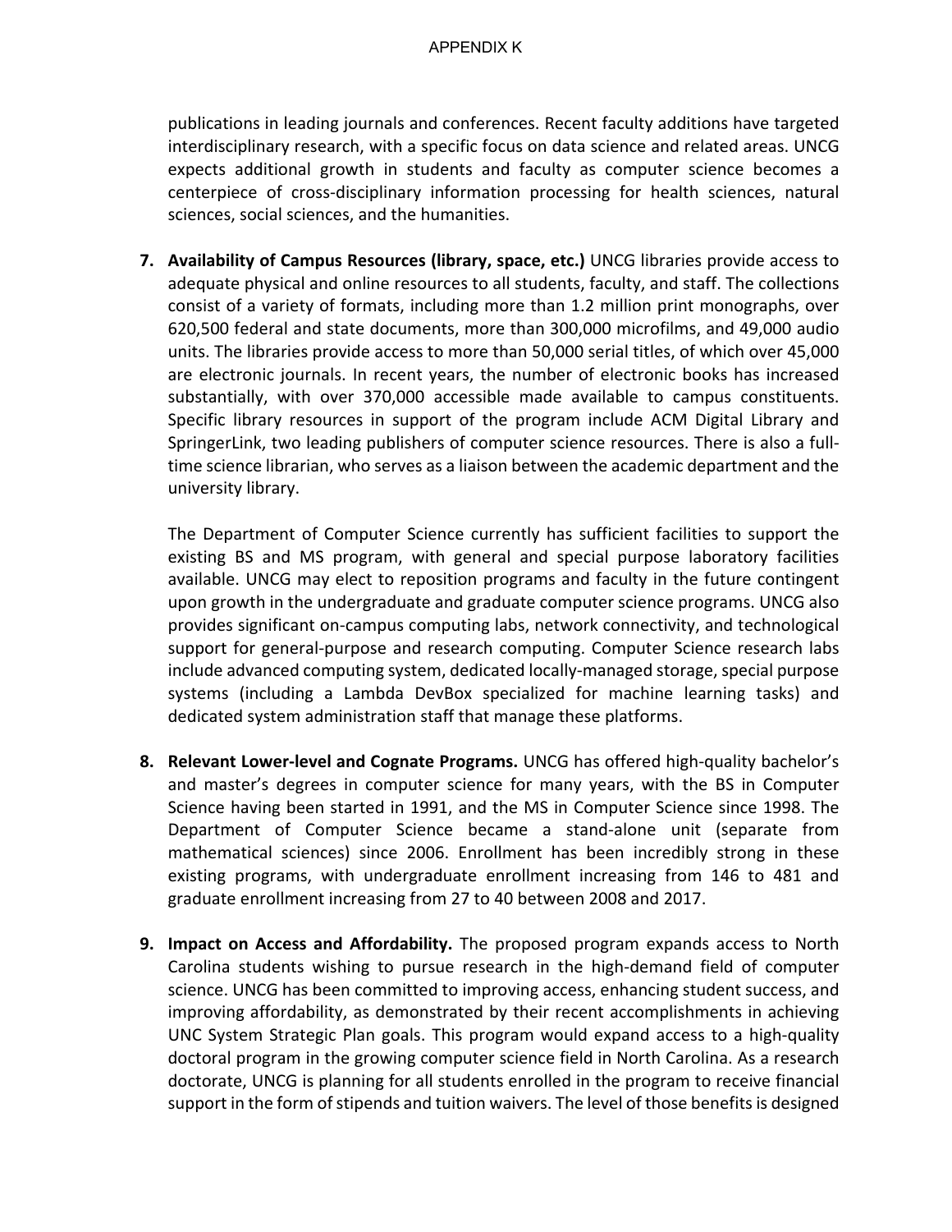publications in leading journals and conferences. Recent faculty additions have targeted interdisciplinary research, with a specific focus on data science and related areas. UNCG expects additional growth in students and faculty as computer science becomes a centerpiece of cross-disciplinary information processing for health sciences, natural sciences, social sciences, and the humanities.

7. **Availability of Campus Resources (library, space, etc.)** UNCG libraries provide access to adequate physical and online resources to all students, faculty, and staff. The collections consist of a variety of formats, including more than 1.2 million print monographs, over 620,500 federal and state documents, more than 300,000 microfilms, and 49,000 audio units. The libraries provide access to more than 50,000 serial titles, of which over 45,000 are electronic journals. In recent years, the number of electronic books has increased substantially, with over 370,000 accessible made available to campus constituents. Specific library resources in support of the program include ACM Digital Library and SpringerLink, two leading publishers of computer science resources. There is also a full-time science librarian, who serves as a liaison between the academic department and the university library.

   The Department of Computer Science currently has sufficient facilities to support the existing BS and MS program, with general and special purpose laboratory facilities available. UNCG may elect to reposition programs and faculty in the future contingent upon growth in the undergraduate and graduate computer science programs. UNCG also provides significant on-campus computing labs, network connectivity, and technological support for general-purpose and research computing. Computer Science research labs include advanced computing system, dedicated locally-managed storage, special purpose systems (including a Lambda DevBox specialized for machine learning tasks) and dedicated system administration staff that manage these platforms.

8. **Relevant Lower-level and Cognate Programs.** UNCG has offered high-quality bachelor's and master's degrees in computer science for many years, with the BS in Computer Science having been started in 1991, and the MS in Computer Science since 1998. The Department of Computer Science became a stand-alone unit (separate from mathematical sciences) since 2006. Enrollment has been incredibly strong in these existing programs, with undergraduate enrollment increasing from 146 to 481 and graduate enrollment increasing from 27 to 40 between 2008 and 2017.

9. **Impact on Access and Affordability.** The proposed program expands access to North Carolina students wishing to pursue research in the high-demand field of computer science. UNCG has been committed to improving access, enhancing student success, and improving affordability, as demonstrated by their recent accomplishments in achieving UNC System Strategic Plan goals. This program would expand access to a high-quality doctoral program in the growing computer science field in North Carolina. As a research doctorate, UNCG is planning for all students enrolled in the program to receive financial support in the form of stipends and tuition waivers. The level of those benefits is designed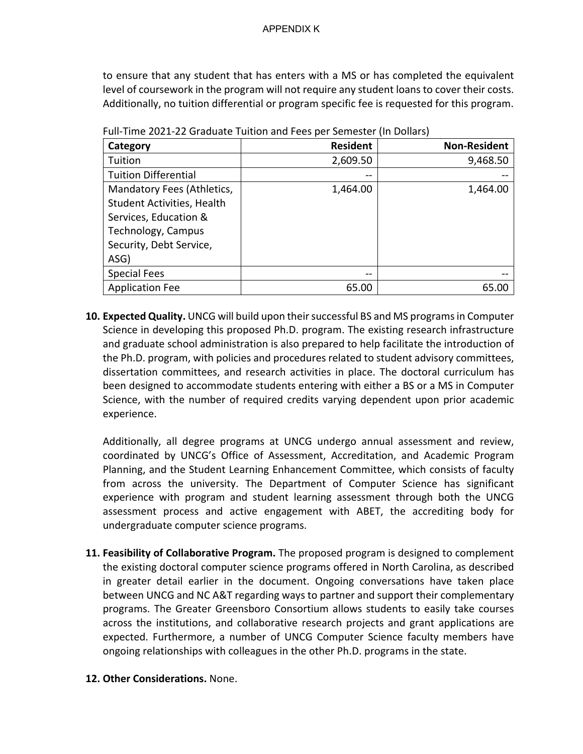to ensure that any student that has enters with a MS or has completed the equivalent level of coursework in the program will not require any student loans to cover their costs. Additionally, no tuition differential or program specific fee is requested for this program.

Full-Time 2021-22 Graduate Tuition and Fees per Semester (In Dollars)

| Category | Resident | Non-Resident |
|---|---:|---:|
| Tuition | 2,609.50 | 9,468.50 |
| Tuition Differential | -- | -- |
| Mandatory Fees (Athletics, Student Activities, Health Services, Education & Technology, Campus Security, Debt Service, ASG) | 1,464.00 | 1,464.00 |
| Special Fees | -- | -- |
| Application Fee | 65.00 | 65.00 |

**10. Expected Quality.** UNCG will build upon their successful BS and MS programs in Computer Science in developing this proposed Ph.D. program. The existing research infrastructure and graduate school administration is also prepared to help facilitate the introduction of the Ph.D. program, with policies and procedures related to student advisory committees, dissertation committees, and research activities in place. The doctoral curriculum has been designed to accommodate students entering with either a BS or a MS in Computer Science, with the number of required credits varying dependent upon prior academic experience.

Additionally, all degree programs at UNCG undergo annual assessment and review, coordinated by UNCG's Office of Assessment, Accreditation, and Academic Program Planning, and the Student Learning Enhancement Committee, which consists of faculty from across the university. The Department of Computer Science has significant experience with program and student learning assessment through both the UNCG assessment process and active engagement with ABET, the accrediting body for undergraduate computer science programs.

**11. Feasibility of Collaborative Program.** The proposed program is designed to complement the existing doctoral computer science programs offered in North Carolina, as described in greater detail earlier in the document. Ongoing conversations have taken place between UNCG and NC A&T regarding ways to partner and support their complementary programs. The Greater Greensboro Consortium allows students to easily take courses across the institutions, and collaborative research projects and grant applications are expected. Furthermore, a number of UNCG Computer Science faculty members have ongoing relationships with colleagues in the other Ph.D. programs in the state.

**12. Other Considerations.** None.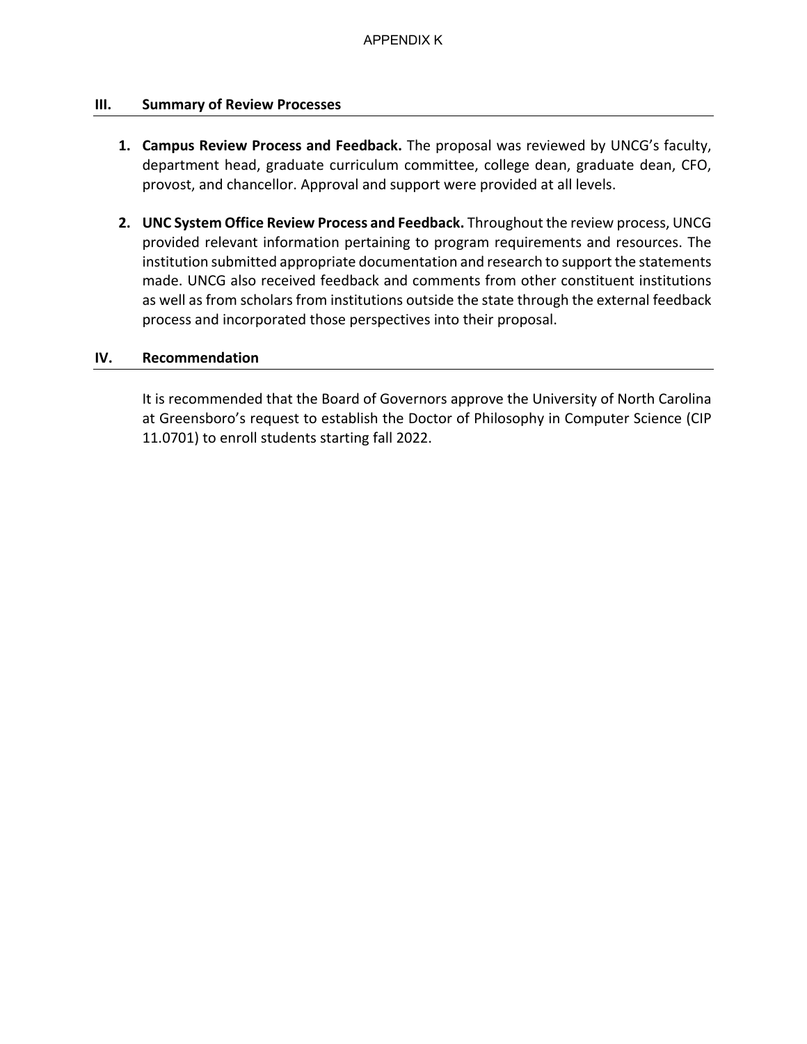## III. Summary of Review Processes

1. **Campus Review Process and Feedback.** The proposal was reviewed by UNCG's faculty, department head, graduate curriculum committee, college dean, graduate dean, CFO, provost, and chancellor. Approval and support were provided at all levels.

2. **UNC System Office Review Process and Feedback.** Throughout the review process, UNCG provided relevant information pertaining to program requirements and resources. The institution submitted appropriate documentation and research to support the statements made. UNCG also received feedback and comments from other constituent institutions as well as from scholars from institutions outside the state through the external feedback process and incorporated those perspectives into their proposal.

## IV. Recommendation

It is recommended that the Board of Governors approve the University of North Carolina at Greensboro's request to establish the Doctor of Philosophy in Computer Science (CIP 11.0701) to enroll students starting fall 2022.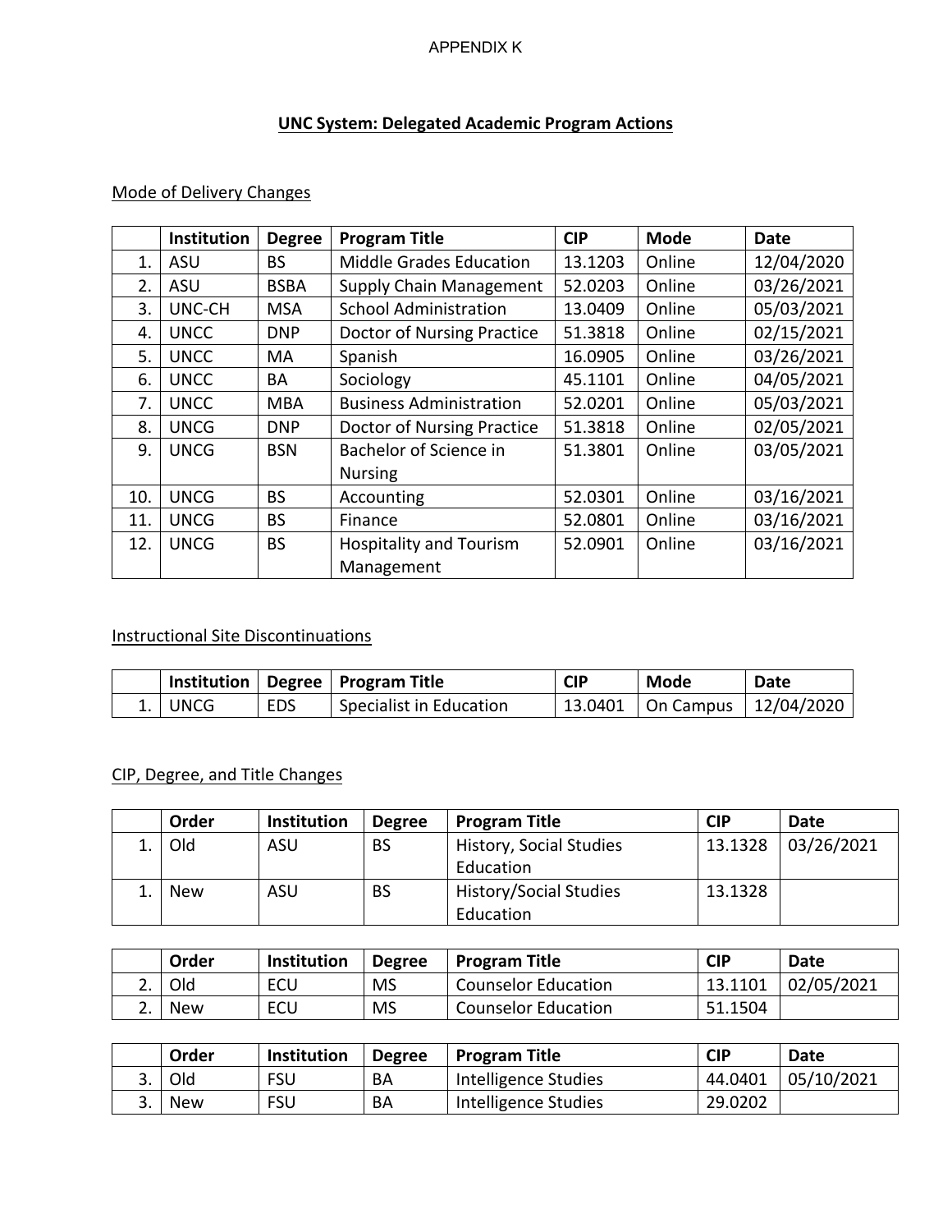APPENDIX K

## UNC System: Delegated Academic Program Actions

### Mode of Delivery Changes

| | Institution | Degree | Program Title | CIP | Mode | Date |
|---|---|---|---|---|---|---|
| 1. | ASU | BS | Middle Grades Education | 13.1203 | Online | 12/04/2020 |
| 2. | ASU | BSBA | Supply Chain Management | 52.0203 | Online | 03/26/2021 |
| 3. | UNC-CH | MSA | School Administration | 13.0409 | Online | 05/03/2021 |
| 4. | UNCC | DNP | Doctor of Nursing Practice | 51.3818 | Online | 02/15/2021 |
| 5. | UNCC | MA | Spanish | 16.0905 | Online | 03/26/2021 |
| 6. | UNCC | BA | Sociology | 45.1101 | Online | 04/05/2021 |
| 7. | UNCC | MBA | Business Administration | 52.0201 | Online | 05/03/2021 |
| 8. | UNCG | DNP | Doctor of Nursing Practice | 51.3818 | Online | 02/05/2021 |
| 9. | UNCG | BSN | Bachelor of Science in Nursing | 51.3801 | Online | 03/05/2021 |
| 10. | UNCG | BS | Accounting | 52.0301 | Online | 03/16/2021 |
| 11. | UNCG | BS | Finance | 52.0801 | Online | 03/16/2021 |
| 12. | UNCG | BS | Hospitality and Tourism Management | 52.0901 | Online | 03/16/2021 |

### Instructional Site Discontinuations

| | Institution | Degree | Program Title | CIP | Mode | Date |
|---|---|---|---|---|---|---|
| 1. | UNCG | EDS | Specialist in Education | 13.0401 | On Campus | 12/04/2020 |

### CIP, Degree, and Title Changes

| | Order | Institution | Degree | Program Title | CIP | Date |
|---|---|---|---|---|---|---|
| 1. | Old | ASU | BS | History, Social Studies Education | 13.1328 | 03/26/2021 |
| 1. | New | ASU | BS | History/Social Studies Education | 13.1328 | |

| | Order | Institution | Degree | Program Title | CIP | Date |
|---|---|---|---|---|---|---|
| 2. | Old | ECU | MS | Counselor Education | 13.1101 | 02/05/2021 |
| 2. | New | ECU | MS | Counselor Education | 51.1504 | |

| | Order | Institution | Degree | Program Title | CIP | Date |
|---|---|---|---|---|---|---|
| 3. | Old | FSU | BA | Intelligence Studies | 44.0401 | 05/10/2021 |
| 3. | New | FSU | BA | Intelligence Studies | 29.0202 | |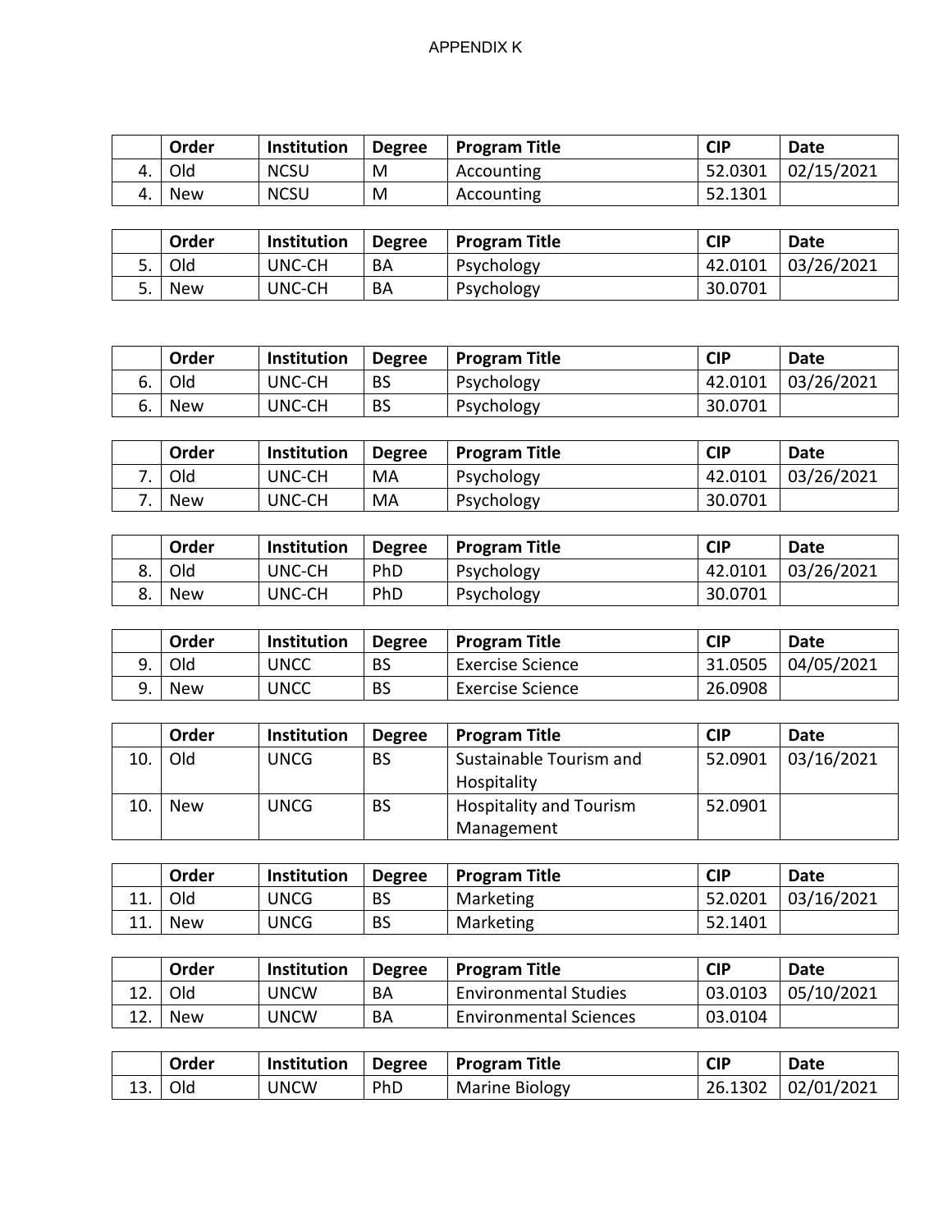APPENDIX K

| | Order | Institution | Degree | Program Title | CIP | Date |
|---|---|---|---|---|---|---|
| 4. | Old | NCSU | M | Accounting | 52.0301 | 02/15/2021 |
| 4. | New | NCSU | M | Accounting | 52.1301 | |

| | Order | Institution | Degree | Program Title | CIP | Date |
|---|---|---|---|---|---|---|
| 5. | Old | UNC-CH | BA | Psychology | 42.0101 | 03/26/2021 |
| 5. | New | UNC-CH | BA | Psychology | 30.0701 | |

| | Order | Institution | Degree | Program Title | CIP | Date |
|---|---|---|---|---|---|---|
| 6. | Old | UNC-CH | BS | Psychology | 42.0101 | 03/26/2021 |
| 6. | New | UNC-CH | BS | Psychology | 30.0701 | |

| | Order | Institution | Degree | Program Title | CIP | Date |
|---|---|---|---|---|---|---|
| 7. | Old | UNC-CH | MA | Psychology | 42.0101 | 03/26/2021 |
| 7. | New | UNC-CH | MA | Psychology | 30.0701 | |

| | Order | Institution | Degree | Program Title | CIP | Date |
|---|---|---|---|---|---|---|
| 8. | Old | UNC-CH | PhD | Psychology | 42.0101 | 03/26/2021 |
| 8. | New | UNC-CH | PhD | Psychology | 30.0701 | |

| | Order | Institution | Degree | Program Title | CIP | Date |
|---|---|---|---|---|---|---|
| 9. | Old | UNCC | BS | Exercise Science | 31.0505 | 04/05/2021 |
| 9. | New | UNCC | BS | Exercise Science | 26.0908 | |

| | Order | Institution | Degree | Program Title | CIP | Date |
|---|---|---|---|---|---|---|
| 10. | Old | UNCG | BS | Sustainable Tourism and Hospitality | 52.0901 | 03/16/2021 |
| 10. | New | UNCG | BS | Hospitality and Tourism Management | 52.0901 | |

| | Order | Institution | Degree | Program Title | CIP | Date |
|---|---|---|---|---|---|---|
| 11. | Old | UNCG | BS | Marketing | 52.0201 | 03/16/2021 |
| 11. | New | UNCG | BS | Marketing | 52.1401 | |

| | Order | Institution | Degree | Program Title | CIP | Date |
|---|---|---|---|---|---|---|
| 12. | Old | UNCW | BA | Environmental Studies | 03.0103 | 05/10/2021 |
| 12. | New | UNCW | BA | Environmental Sciences | 03.0104 | |

| | Order | Institution | Degree | Program Title | CIP | Date |
|---|---|---|---|---|---|---|
| 13. | Old | UNCW | PhD | Marine Biology | 26.1302 | 02/01/2021 |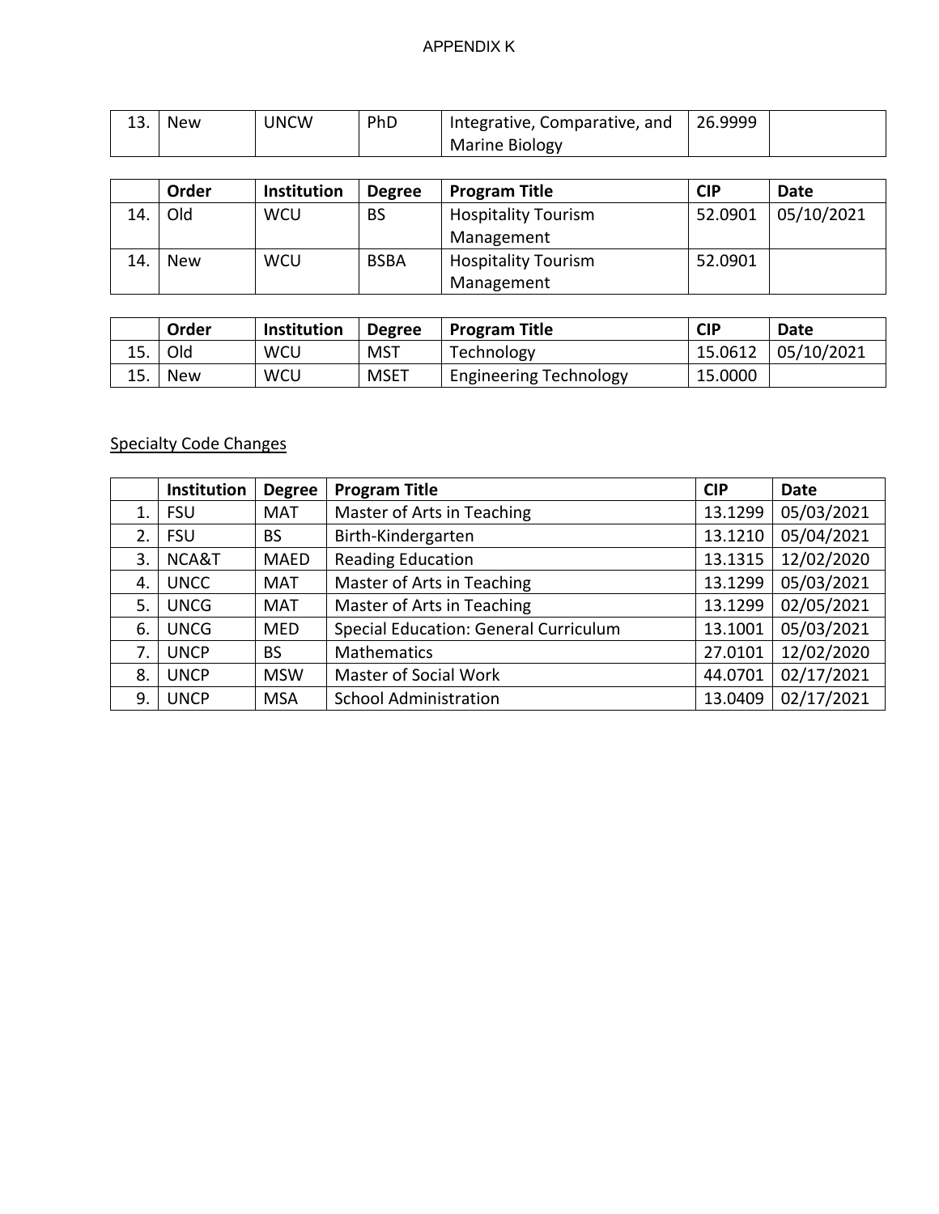| | | | | | | |
|---|---|---|---|---|---|---|
| 13. | New | UNCW | PhD | Integrative, Comparative, and Marine Biology | 26.9999 | |

| | Order | Institution | Degree | Program Title | CIP | Date |
|---|---|---|---|---|---|---|
| 14. | Old | WCU | BS | Hospitality Tourism Management | 52.0901 | 05/10/2021 |
| 14. | New | WCU | BSBA | Hospitality Tourism Management | 52.0901 | |

| | Order | Institution | Degree | Program Title | CIP | Date |
|---|---|---|---|---|---|---|
| 15. | Old | WCU | MST | Technology | 15.0612 | 05/10/2021 |
| 15. | New | WCU | MSET | Engineering Technology | 15.0000 | |

<u>Specialty Code Changes</u>

| | Institution | Degree | Program Title | CIP | Date |
|---|---|---|---|---|---|
| 1. | FSU | MAT | Master of Arts in Teaching | 13.1299 | 05/03/2021 |
| 2. | FSU | BS | Birth-Kindergarten | 13.1210 | 05/04/2021 |
| 3. | NCA&T | MAED | Reading Education | 13.1315 | 12/02/2020 |
| 4. | UNCC | MAT | Master of Arts in Teaching | 13.1299 | 05/03/2021 |
| 5. | UNCG | MAT | Master of Arts in Teaching | 13.1299 | 02/05/2021 |
| 6. | UNCG | MED | Special Education: General Curriculum | 13.1001 | 05/03/2021 |
| 7. | UNCP | BS | Mathematics | 27.0101 | 12/02/2020 |
| 8. | UNCP | MSW | Master of Social Work | 44.0701 | 02/17/2021 |
| 9. | UNCP | MSA | School Administration | 13.0409 | 02/17/2021 |